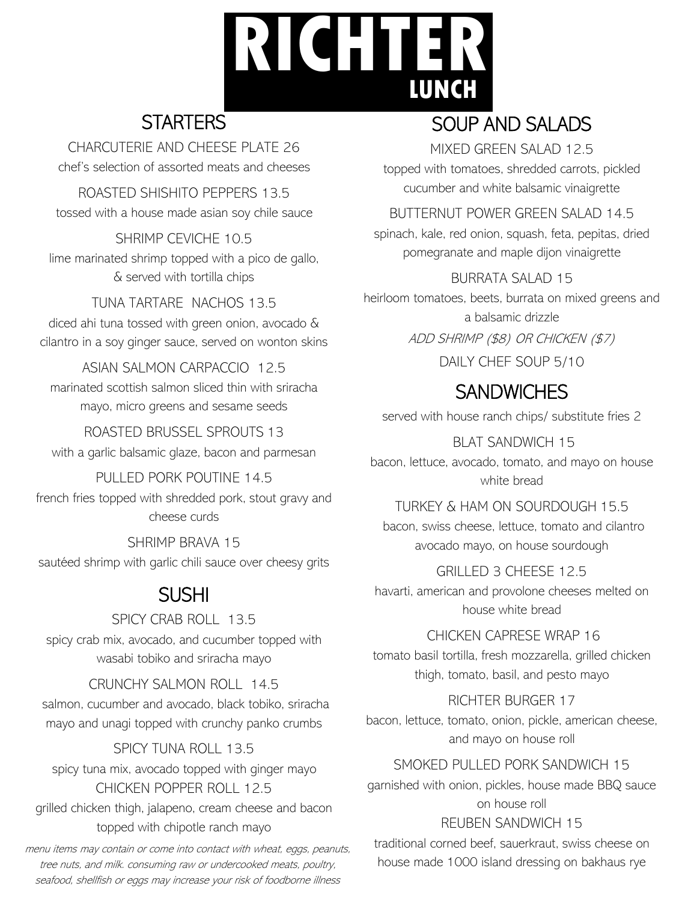# RICHTER

## LUNCH

## STARTERS

CHARCUTERIE AND CHEESE PLATE 26

chef's selection of assorted meats and cheeses

ROASTED SHISHITO PEPPERS 13.5

tossed with a house made asian soy chile sauce

SHRIMP CEVICHE 10.5

lime marinated shrimp topped with a pico de gallo, & served with tortilla chips

TUNA TARTARE NACHOS 13.5

diced ahi tuna tossed with green onion, avocado & cilantro in a soy ginger sauce, served on wonton skins

ASIAN SALMON CARPACCIO 12.5

marinated scottish salmon sliced thin with sriracha mayo, micro greens and sesame seeds

ROASTED BRUSSEL SPROUTS 13

with a garlic balsamic glaze, bacon and parmesan

PULLED PORK POUTINE 14.5

french fries topped with shredded pork, stout gravy and cheese curds

SHRIMP BRAVA 15

sautéed shrimp with garlic chili sauce over cheesy grits

## SUSHI

SPICY CRAB ROLL 13.5

spicy crab mix, avocado, and cucumber topped with wasabi tobiko and sriracha mayo

CRUNCHY SALMON ROLL 14.5

salmon, cucumber and avocado, black tobiko, sriracha mayo and unagi topped with crunchy panko crumbs

SPICY TUNA ROLL 13.5

spicy tuna mix, avocado topped with ginger mayo

CHICKEN POPPER ROLL 12.5

grilled chicken thigh, jalapeno, cream cheese and bacon topped with chipotle ranch mayo

*menu items may contain or come into contact with wheat, eggs, peanuts, tree nuts, and milk. consuming raw or undercooked meats, poultry, seafood, shellfish or eggs may increase your risk of foodborne illness*

## SOUP AND SALADS

MIXED GREEN SALAD 12.5

topped with tomatoes, shredded carrots, pickled cucumber and white balsamic vinaigrette

BUTTERNUT POWER GREEN SALAD 14.5

spinach, kale, red onion, squash, feta, pepitas, dried pomegranate and maple dijon vinaigrette

BURRATA SALAD 15

heirloom tomatoes, beets, burrata on mixed greens and a balsamic drizzle

*ADD SHRIMP ($8) OR CHICKEN ($7)*

DAILY CHEF SOUP 5/10

## SANDWICHES

served with house ranch chips/ substitute fries 2

BLAT SANDWICH 15

bacon, lettuce, avocado, tomato, and mayo on house white bread

TURKEY & HAM ON SOURDOUGH 15.5

bacon, swiss cheese, lettuce, tomato and cilantro avocado mayo, on house sourdough

GRILLED 3 CHEESE 12.5

havarti, american and provolone cheeses melted on house white bread

CHICKEN CAPRESE WRAP 16

tomato basil tortilla, fresh mozzarella, grilled chicken thigh, tomato, basil, and pesto mayo

RICHTER BURGER 17

bacon, lettuce, tomato, onion, pickle, american cheese, and mayo on house roll

SMOKED PULLED PORK SANDWICH 15

garnished with onion, pickles, house made BBQ sauce on house roll

REUBEN SANDWICH 15

traditional corned beef, sauerkraut, swiss cheese on house made 1000 island dressing on bakhaus rye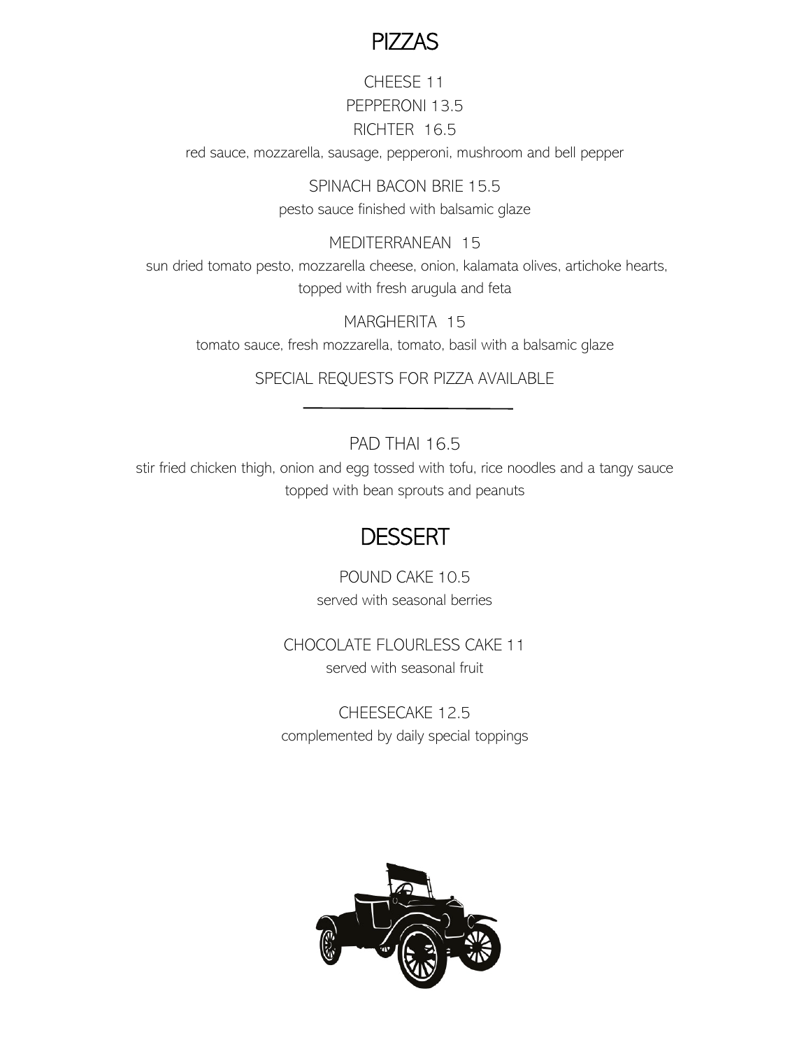# PIZZAS

CHEESE 11

PEPPERONI 13.5

RICHTER 16.5

red sauce, mozzarella, sausage, pepperoni, mushroom and bell pepper

SPINACH BACON BRIE 15.5

pesto sauce finished with balsamic glaze

MEDITERRANEAN 15

sun dried tomato pesto, mozzarella cheese, onion, kalamata olives, artichoke hearts, topped with fresh arugula and feta

MARGHERITA 15

tomato sauce, fresh mozzarella, tomato, basil with a balsamic glaze

SPECIAL REQUESTS FOR PIZZA AVAILABLE

---

PAD THAI 16.5

stir fried chicken thigh, onion and egg tossed with tofu, rice noodles and a tangy sauce topped with bean sprouts and peanuts

# DESSERT

POUND CAKE 10.5

served with seasonal berries

CHOCOLATE FLOURLESS CAKE 11

served with seasonal fruit

CHEESECAKE 12.5

complemented by daily special toppings